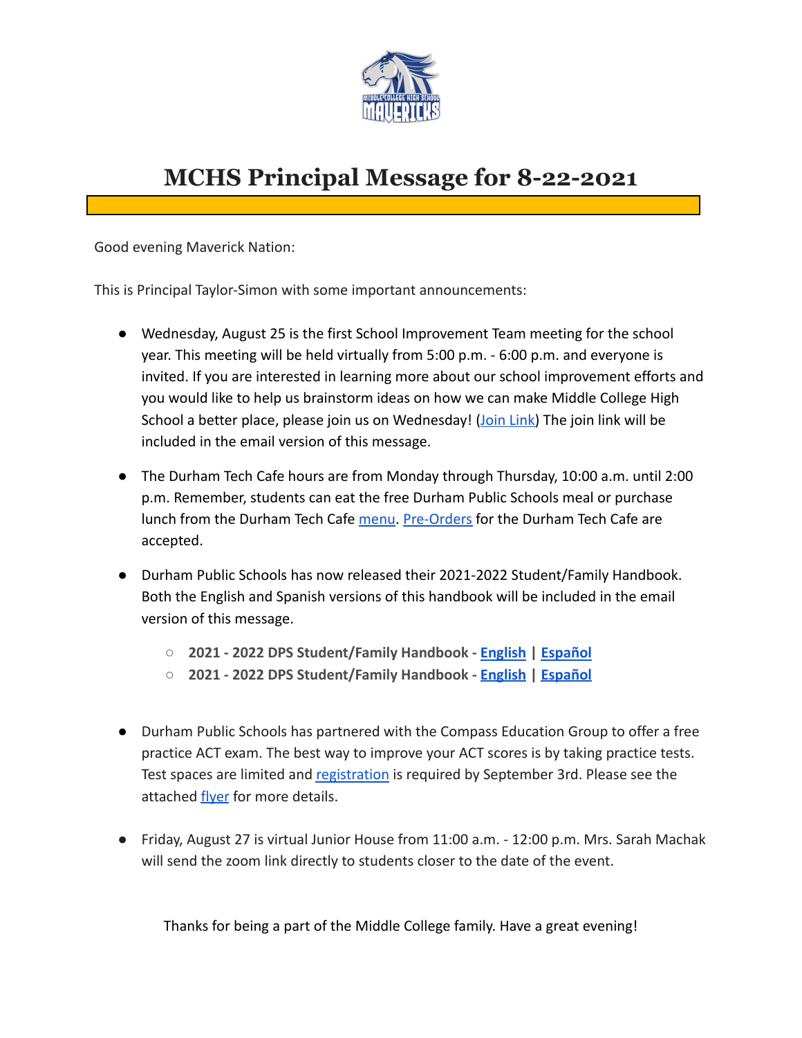# MCHS Principal Message for 8-22-2021

Good evening Maverick Nation:

This is Principal Taylor-Simon with some important announcements:

- Wednesday, August 25 is the first School Improvement Team meeting for the school year. This meeting will be held virtually from 5:00 p.m. - 6:00 p.m. and everyone is invited. If you are interested in learning more about our school improvement efforts and you would like to help us brainstorm ideas on how we can make Middle College High School a better place, please join us on Wednesday! (Join Link) The join link will be included in the email version of this message.

- The Durham Tech Cafe hours are from Monday through Thursday, 10:00 a.m. until 2:00 p.m. Remember, students can eat the free Durham Public Schools meal or purchase lunch from the Durham Tech Cafe menu. Pre-Orders for the Durham Tech Cafe are accepted.

- Durham Public Schools has now released their 2021-2022 Student/Family Handbook. Both the English and Spanish versions of this handbook will be included in the email version of this message.
    - **2021 - 2022 DPS Student/Family Handbook - English | Español**
    - **2021 - 2022 DPS Student/Family Handbook - English | Español**

- Durham Public Schools has partnered with the Compass Education Group to offer a free practice ACT exam. The best way to improve your ACT scores is by taking practice tests. Test spaces are limited and registration is required by September 3rd. Please see the attached flyer for more details.

- Friday, August 27 is virtual Junior House from 11:00 a.m. - 12:00 p.m. Mrs. Sarah Machak will send the zoom link directly to students closer to the date of the event.

Thanks for being a part of the Middle College family. Have a great evening!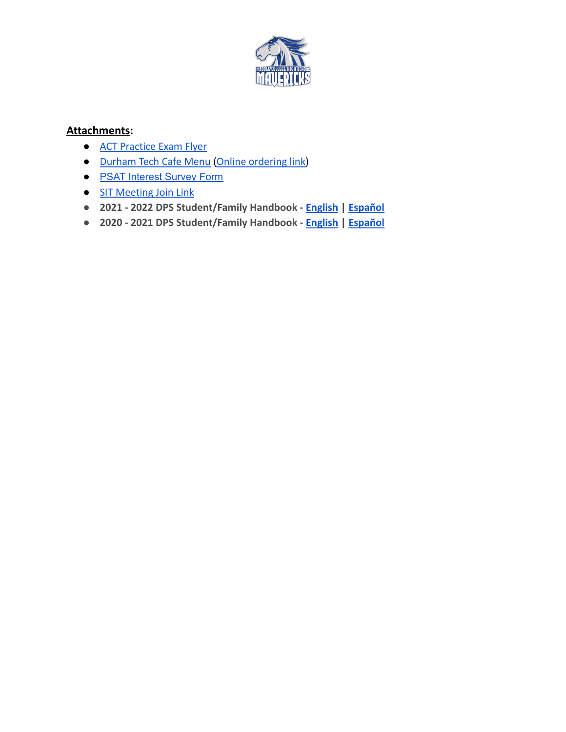**Attachments:**

- ACT Practice Exam Flyer
- Durham Tech Cafe Menu (Online ordering link)
- PSAT Interest Survey Form
- SIT Meeting Join Link
- **2021 - 2022 DPS Student/Family Handbook - English | Español**
- **2020 - 2021 DPS Student/Family Handbook - English | Español**